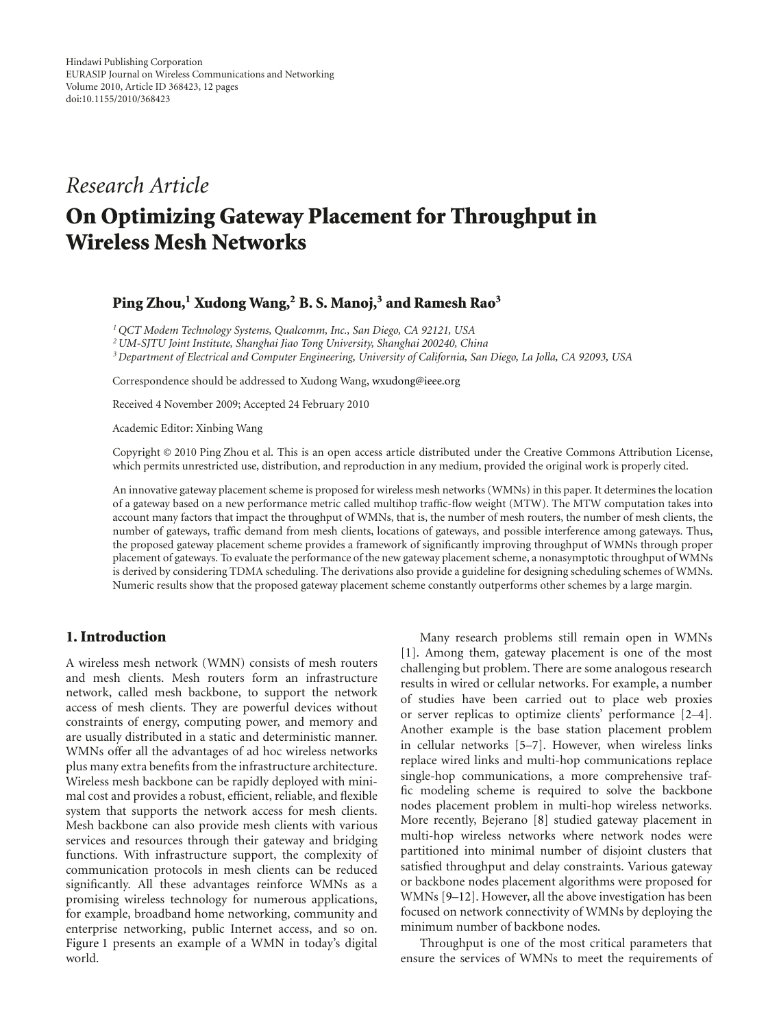Hindawi Publishing Corporation
EURASIP Journal on Wireless Communications and Networking
Volume 2010, Article ID 368423, 12 pages
doi:10.1155/2010/368423

*Research Article*

# On Optimizing Gateway Placement for Throughput in Wireless Mesh Networks

**Ping Zhou,[1] Xudong Wang,[2] B. S. Manoj,[3] and Ramesh Rao[3]**

[1] *QCT Modem Technology Systems, Qualcomm, Inc., San Diego, CA 92121, USA*
[2] *UM-SJTU Joint Institute, Shanghai Jiao Tong University, Shanghai 200240, China*
[3] *Department of Electrical and Computer Engineering, University of California, San Diego, La Jolla, CA 92093, USA*

Correspondence should be addressed to Xudong Wang, wxudong@ieee.org

Received 4 November 2009; Accepted 24 February 2010

Academic Editor: Xinbing Wang

Copyright © 2010 Ping Zhou et al. This is an open access article distributed under the Creative Commons Attribution License, which permits unrestricted use, distribution, and reproduction in any medium, provided the original work is properly cited.

An innovative gateway placement scheme is proposed for wireless mesh networks (WMNs) in this paper. It determines the location of a gateway based on a new performance metric called multihop traffic-flow weight (MTW). The MTW computation takes into account many factors that impact the throughput of WMNs, that is, the number of mesh routers, the number of mesh clients, the number of gateways, traffic demand from mesh clients, locations of gateways, and possible interference among gateways. Thus, the proposed gateway placement scheme provides a framework of significantly improving throughput of WMNs through proper placement of gateways. To evaluate the performance of the new gateway placement scheme, a nonasymptotic throughput of WMNs is derived by considering TDMA scheduling. The derivations also provide a guideline for designing scheduling schemes of WMNs. Numeric results show that the proposed gateway placement scheme constantly outperforms other schemes by a large margin.

## 1. Introduction

A wireless mesh network (WMN) consists of mesh routers and mesh clients. Mesh routers form an infrastructure network, called mesh backbone, to support the network access of mesh clients. They are powerful devices without constraints of energy, computing power, and memory and are usually distributed in a static and deterministic manner. WMNs offer all the advantages of ad hoc wireless networks plus many extra benefits from the infrastructure architecture. Wireless mesh backbone can be rapidly deployed with minimal cost and provides a robust, efficient, reliable, and flexible system that supports the network access for mesh clients. Mesh backbone can also provide mesh clients with various services and resources through their gateway and bridging functions. With infrastructure support, the complexity of communication protocols in mesh clients can be reduced significantly. All these advantages reinforce WMNs as a promising wireless technology for numerous applications, for example, broadband home networking, community and enterprise networking, public Internet access, and so on. Figure 1 presents an example of a WMN in today's digital world.

Many research problems still remain open in WMNs [1]. Among them, gateway placement is one of the most challenging but problem. There are some analogous research results in wired or cellular networks. For example, a number of studies have been carried out to place web proxies or server replicas to optimize clients' performance [2–4]. Another example is the base station placement problem in cellular networks [5–7]. However, when wireless links replace wired links and multi-hop communications replace single-hop communications, a more comprehensive traffic modeling scheme is required to solve the backbone nodes placement problem in multi-hop wireless networks. More recently, Bejerano [8] studied gateway placement in multi-hop wireless networks where network nodes were partitioned into minimal number of disjoint clusters that satisfied throughput and delay constraints. Various gateway or backbone nodes placement algorithms were proposed for WMNs [9–12]. However, all the above investigation has been focused on network connectivity of WMNs by deploying the minimum number of backbone nodes.

Throughput is one of the most critical parameters that ensure the services of WMNs to meet the requirements of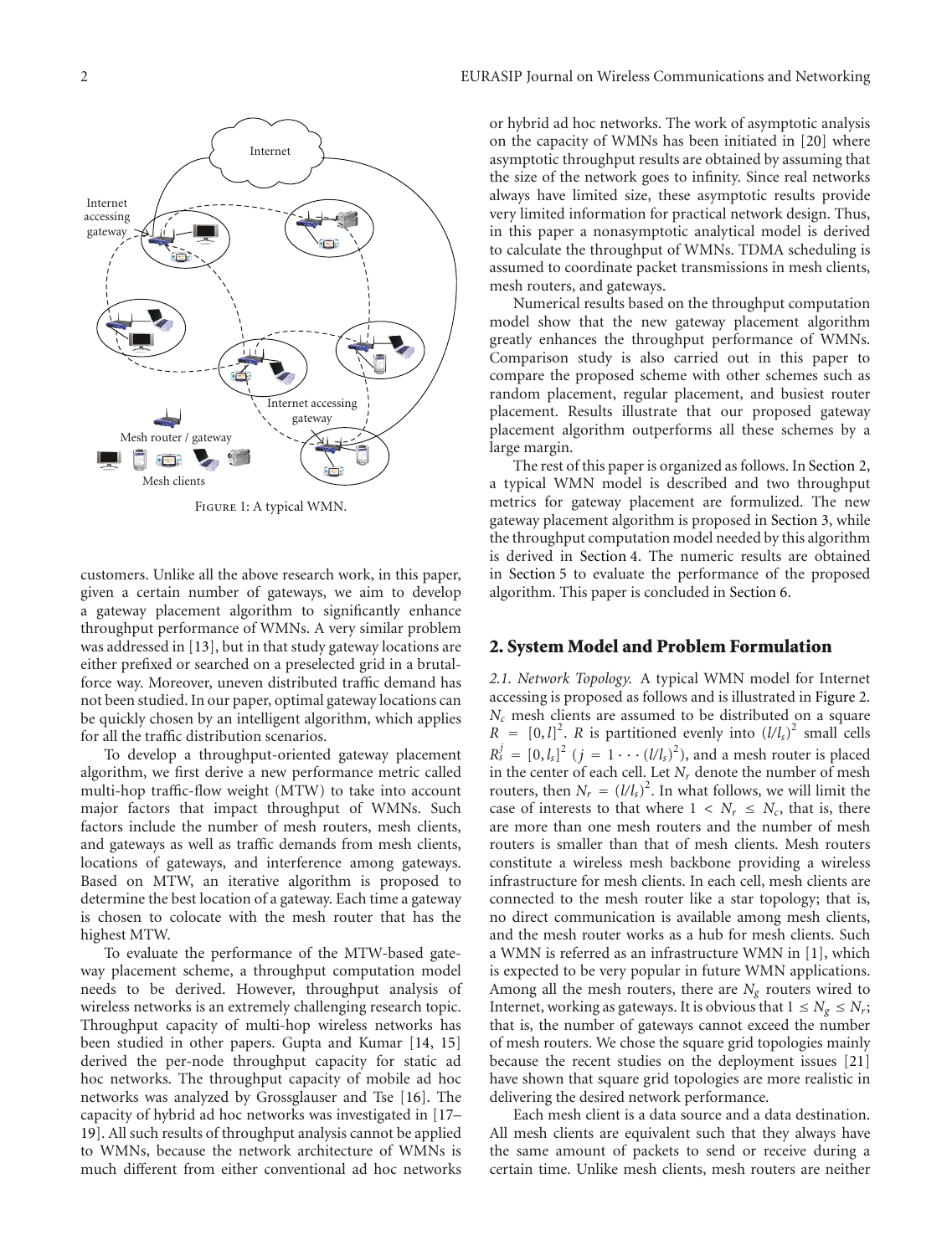Figure 1: A typical WMN.

customers. Unlike all the above research work, in this paper, given a certain number of gateways, we aim to develop a gateway placement algorithm to significantly enhance throughput performance of WMNs. A very similar problem was addressed in [13], but in that study gateway locations are either prefixed or searched on a preselected grid in a brutal-force way. Moreover, uneven distributed traffic demand has not been studied. In our paper, optimal gateway locations can be quickly chosen by an intelligent algorithm, which applies for all the traffic distribution scenarios.

To develop a throughput-oriented gateway placement algorithm, we first derive a new performance metric called multi-hop traffic-flow weight (MTW) to take into account major factors that impact throughput of WMNs. Such factors include the number of mesh routers, mesh clients, and gateways as well as traffic demands from mesh clients, locations of gateways, and interference among gateways. Based on MTW, an iterative algorithm is proposed to determine the best location of a gateway. Each time a gateway is chosen to colocate with the mesh router that has the highest MTW.

To evaluate the performance of the MTW-based gateway placement scheme, a throughput computation model needs to be derived. However, throughput analysis of wireless networks is an extremely challenging research topic. Throughput capacity of multi-hop wireless networks has been studied in other papers. Gupta and Kumar [14, 15] derived the per-node throughput capacity for static ad hoc networks. The throughput capacity of mobile ad hoc networks was analyzed by Grossglauser and Tse [16]. The capacity of hybrid ad hoc networks was investigated in [17–19]. All such results of throughput analysis cannot be applied to WMNs, because the network architecture of WMNs is much different from either conventional ad hoc networks or hybrid ad hoc networks. The work of asymptotic analysis on the capacity of WMNs has been initiated in [20] where asymptotic throughput results are obtained by assuming that the size of the network goes to infinity. Since real networks always have limited size, these asymptotic results provide very limited information for practical network design. Thus, in this paper a nonasymptotic analytical model is derived to calculate the throughput of WMNs. TDMA scheduling is assumed to coordinate packet transmissions in mesh clients, mesh routers, and gateways.

Numerical results based on the throughput computation model show that the new gateway placement algorithm greatly enhances the throughput performance of WMNs. Comparison study is also carried out in this paper to compare the proposed scheme with other schemes such as random placement, regular placement, and busiest router placement. Results illustrate that our proposed gateway placement algorithm outperforms all these schemes by a large margin.

The rest of this paper is organized as follows. In Section 2, a typical WMN model is described and two throughput metrics for gateway placement are formulized. The new gateway placement algorithm is proposed in Section 3, while the throughput computation model needed by this algorithm is derived in Section 4. The numeric results are obtained in Section 5 to evaluate the performance of the proposed algorithm. This paper is concluded in Section 6.

## 2. System Model and Problem Formulation

*2.1. Network Topology.* A typical WMN model for Internet accessing is proposed as follows and is illustrated in Figure 2. $N_c$ mesh clients are assumed to be distributed on a square $R = [0, l]^2$. $R$ is partitioned evenly into $(l/l_s)^2$ small cells $R_s^j = [0, l_s]^2$ $(j = 1 \cdots (l/l_s)^2)$, and a mesh router is placed in the center of each cell. Let $N_r$ denote the number of mesh routers, then $N_r = (l/l_s)^2$. In what follows, we will limit the case of interests to that where $1 < N_r \leq N_c$, that is, there are more than one mesh routers and the number of mesh routers is smaller than that of mesh clients. Mesh routers constitute a wireless mesh backbone providing a wireless infrastructure for mesh clients. In each cell, mesh clients are connected to the mesh router like a star topology; that is, no direct communication is available among mesh clients, and the mesh router works as a hub for mesh clients. Such a WMN is referred as an infrastructure WMN in [1], which is expected to be very popular in future WMN applications. Among all the mesh routers, there are $N_g$ routers wired to Internet, working as gateways. It is obvious that $1 \leq N_g \leq N_r$; that is, the number of gateways cannot exceed the number of mesh routers. We chose the square grid topologies mainly because the recent studies on the deployment issues [21] have shown that square grid topologies are more realistic in delivering the desired network performance.

Each mesh client is a data source and a data destination. All mesh clients are equivalent such that they always have the same amount of packets to send or receive during a certain time. Unlike mesh clients, mesh routers are neither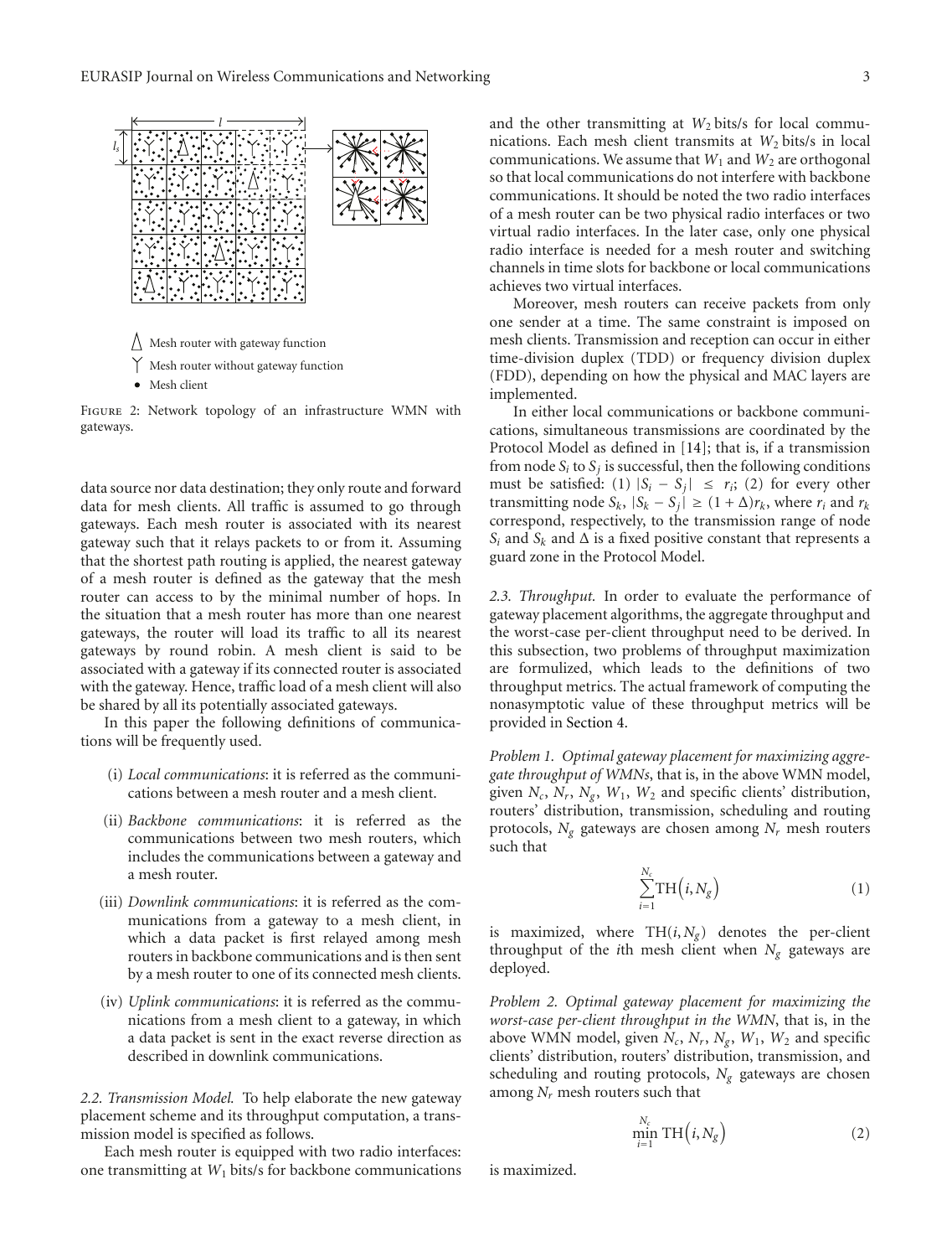$l$

$l_s$

Mesh router with gateway function

Mesh router without gateway function

Mesh client

Figure 2: Network topology of an infrastructure WMN with gateways.

data source nor data destination; they only route and forward data for mesh clients. All traffic is assumed to go through gateways. Each mesh router is associated with its nearest gateway such that it relays packets to or from it. Assuming that the shortest path routing is applied, the nearest gateway of a mesh router is defined as the gateway that the mesh router can access to by the minimal number of hops. In the situation that a mesh router has more than one nearest gateways, the router will load its traffic to all its nearest gateways by round robin. A mesh client is said to be associated with a gateway if its connected router is associated with the gateway. Hence, traffic load of a mesh client will also be shared by all its potentially associated gateways.

In this paper the following definitions of communications will be frequently used.

(i) *Local communications*: it is referred as the communications between a mesh router and a mesh client.

(ii) *Backbone communications*: it is referred as the communications between two mesh routers, which includes the communications between a gateway and a mesh router.

(iii) *Downlink communications*: it is referred as the communications from a gateway to a mesh client, in which a data packet is first relayed among mesh routers in backbone communications and is then sent by a mesh router to one of its connected mesh clients.

(iv) *Uplink communications*: it is referred as the communications from a mesh client to a gateway, in which a data packet is sent in the exact reverse direction as described in downlink communications.

*2.2. Transmission Model.* To help elaborate the new gateway placement scheme and its throughput computation, a transmission model is specified as follows.

Each mesh router is equipped with two radio interfaces: one transmitting at $W_1$ bits/s for backbone communications and the other transmitting at $W_2$ bits/s for local communications. Each mesh client transmits at $W_2$ bits/s in local communications. We assume that $W_1$ and $W_2$ are orthogonal so that local communications do not interfere with backbone communications. It should be noted the two radio interfaces of a mesh router can be two physical radio interfaces or two virtual radio interfaces. In the later case, only one physical radio interface is needed for a mesh router and switching channels in time slots for backbone or local communications achieves two virtual interfaces.

Moreover, mesh routers can receive packets from only one sender at a time. The same constraint is imposed on mesh clients. Transmission and reception can occur in either time-division duplex (TDD) or frequency division duplex (FDD), depending on how the physical and MAC layers are implemented.

In either local communications or backbone communications, simultaneous transmissions are coordinated by the Protocol Model as defined in [14]; that is, if a transmission from node $S_i$ to $S_j$ is successful, then the following conditions must be satisfied: (1) $|S_i - S_j| \leq r_i$; (2) for every other transmitting node $S_k$, $|S_k - S_j| \geq (1 + \Delta)r_k$, where $r_i$ and $r_k$ correspond, respectively, to the transmission range of node $S_i$ and $S_k$ and $\Delta$ is a fixed positive constant that represents a guard zone in the Protocol Model.

*2.3. Throughput.* In order to evaluate the performance of gateway placement algorithms, the aggregate throughput and the worst-case per-client throughput need to be derived. In this subsection, two problems of throughput maximization are formulized, which leads to the definitions of two throughput metrics. The actual framework of computing the nonasymptotic value of these throughput metrics will be provided in Section 4.

*Problem 1. Optimal gateway placement for maximizing aggregate throughput of WMNs*, that is, in the above WMN model, given $N_c$, $N_r$, $N_g$, $W_1$, $W_2$ and specific clients' distribution, routers' distribution, transmission, scheduling and routing protocols, $N_g$ gateways are chosen among $N_r$ mesh routers such that

$$\sum_{i=1}^{N_c} \text{TH}\left(i, N_g\right) \tag{1}$$

is maximized, where $\text{TH}(i, N_g)$ denotes the per-client throughput of the $i$th mesh client when $N_g$ gateways are deployed.

*Problem 2. Optimal gateway placement for maximizing the worst-case per-client throughput in the WMN*, that is, in the above WMN model, given $N_c$, $N_r$, $N_g$, $W_1$, $W_2$ and specific clients' distribution, routers' distribution, transmission, and scheduling and routing protocols, $N_g$ gateways are chosen among $N_r$ mesh routers such that

$$\min_{i=1}^{N_c} \text{TH}\left(i, N_g\right) \tag{2}$$

is maximized.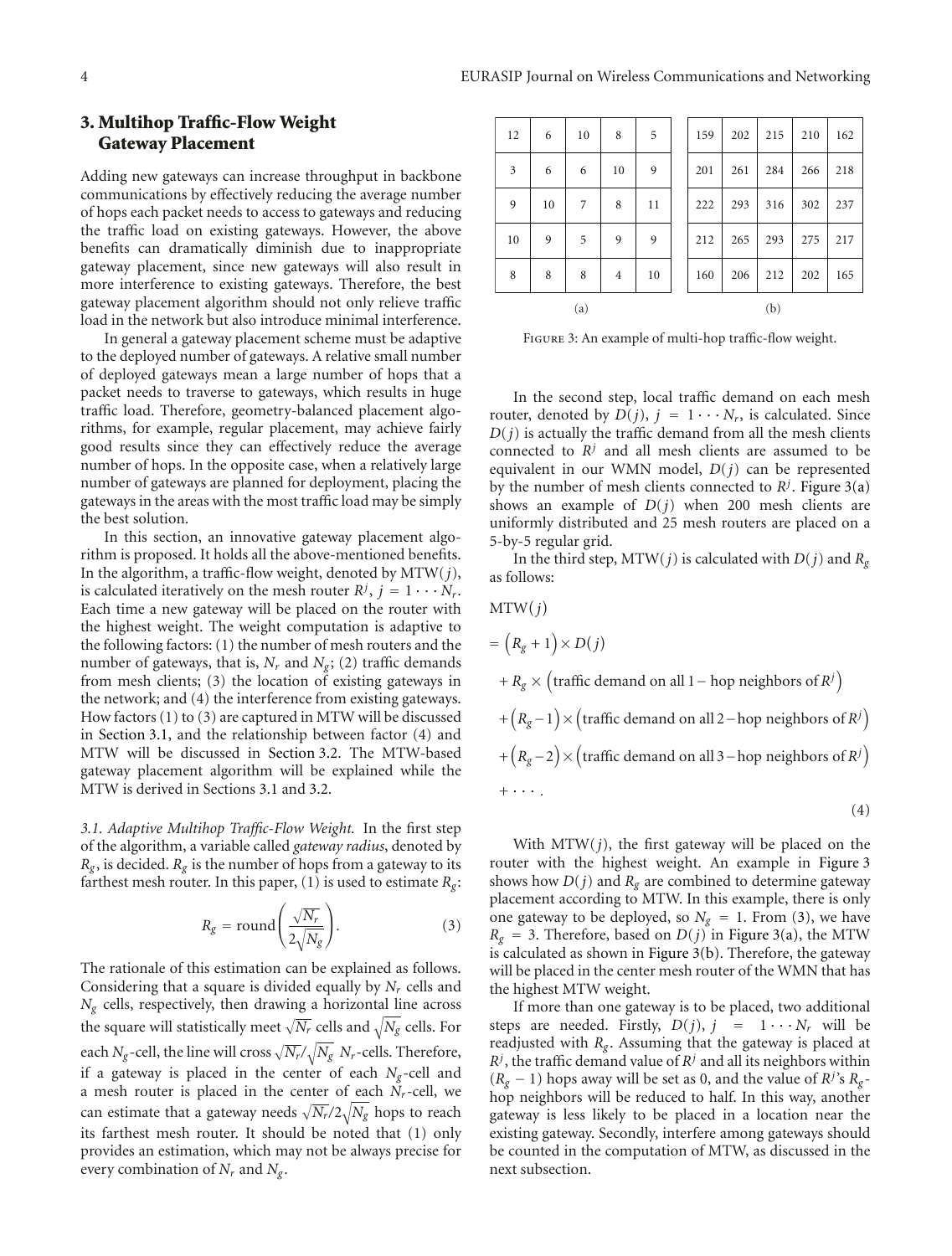## 3. Multihop Traffic-Flow Weight Gateway Placement

Adding new gateways can increase throughput in backbone communications by effectively reducing the average number of hops each packet needs to access to gateways and reducing the traffic load on existing gateways. However, the above benefits can dramatically diminish due to inappropriate gateway placement, since new gateways will also result in more interference to existing gateways. Therefore, the best gateway placement algorithm should not only relieve traffic load in the network but also introduce minimal interference.

In general a gateway placement scheme must be adaptive to the deployed number of gateways. A relative small number of deployed gateways mean a large number of hops that a packet needs to traverse to gateways, which results in huge traffic load. Therefore, geometry-balanced placement algorithms, for example, regular placement, may achieve fairly good results since they can effectively reduce the average number of hops. In the opposite case, when a relatively large number of gateways are planned for deployment, placing the gateways in the areas with the most traffic load may be simply the best solution.

In this section, an innovative gateway placement algorithm is proposed. It holds all the above-mentioned benefits. In the algorithm, a traffic-flow weight, denoted by $\mathrm{MTW}(j)$, is calculated iteratively on the mesh router $R^j$, $j = 1 \cdots N_r$. Each time a new gateway will be placed on the router with the highest weight. The weight computation is adaptive to the following factors: (1) the number of mesh routers and the number of gateways, that is, $N_r$ and $N_g$; (2) traffic demands from mesh clients; (3) the location of existing gateways in the network; and (4) the interference from existing gateways. How factors (1) to (3) are captured in MTW will be discussed in Section 3.1, and the relationship between factor (4) and MTW will be discussed in Section 3.2. The MTW-based gateway placement algorithm will be explained while the MTW is derived in Sections 3.1 and 3.2.

*3.1. Adaptive Multihop Traffic-Flow Weight.* In the first step of the algorithm, a variable called *gateway radius*, denoted by $R_g$, is decided. $R_g$ is the number of hops from a gateway to its farthest mesh router. In this paper, (1) is used to estimate $R_g$:

$$R_g = \mathrm{round}\left(\frac{\sqrt{N_r}}{2\sqrt{N_g}}\right). \tag{3}$$

The rationale of this estimation can be explained as follows. Considering that a square is divided equally by $N_r$ cells and $N_g$ cells, respectively, then drawing a horizontal line across the square will statistically meet $\sqrt{N_r}$ cells and $\sqrt{N_g}$ cells. For each $N_g$-cell, the line will cross $\sqrt{N_r}/\sqrt{N_g}$ $N_r$-cells. Therefore, if a gateway is placed in the center of each $N_g$-cell and a mesh router is placed in the center of each $N_r$-cell, we can estimate that a gateway needs $\sqrt{N_r}/2\sqrt{N_g}$ hops to reach its farthest mesh router. It should be noted that (1) only provides an estimation, which may not be always precise for every combination of $N_r$ and $N_g$.

(a)

| | | | | |
|---|---|---|---|---|
| 12 | 6 | 10 | 8 | 5 |
| 3 | 6 | 6 | 10 | 9 |
| 9 | 10 | 7 | 8 | 11 |
| 10 | 9 | 5 | 9 | 9 |
| 8 | 8 | 8 | 4 | 10 |

(b)

| | | | | |
|---|---|---|---|---|
| 159 | 202 | 215 | 210 | 162 |
| 201 | 261 | 284 | 266 | 218 |
| 222 | 293 | 316 | 302 | 237 |
| 212 | 265 | 293 | 275 | 217 |
| 160 | 206 | 212 | 202 | 165 |

Figure 3: An example of multi-hop traffic-flow weight.

In the second step, local traffic demand on each mesh router, denoted by $D(j)$, $j = 1 \cdots N_r$, is calculated. Since $D(j)$ is actually the traffic demand from all the mesh clients connected to $R^j$ and all mesh clients are assumed to be equivalent in our WMN model, $D(j)$ can be represented by the number of mesh clients connected to $R^j$. Figure 3(a) shows an example of $D(j)$ when 200 mesh clients are uniformly distributed and 25 mesh routers are placed on a 5-by-5 regular grid.

In the third step, $\mathrm{MTW}(j)$ is calculated with $D(j)$ and $R_g$ as follows:

$$\begin{aligned}
&\mathrm{MTW}(j) \\
&= \left(R_g + 1\right) \times D(j) \\
&\quad + R_g \times \left(\text{traffic demand on all 1-hop neighbors of } R^j\right) \\
&\quad + \left(R_g - 1\right) \times \left(\text{traffic demand on all 2-hop neighbors of } R^j\right) \\
&\quad + \left(R_g - 2\right) \times \left(\text{traffic demand on all 3-hop neighbors of } R^j\right) \\
&\quad + \cdots .
\end{aligned} \tag{4}$$

With $\mathrm{MTW}(j)$, the first gateway will be placed on the router with the highest weight. An example in Figure 3 shows how $D(j)$ and $R_g$ are combined to determine gateway placement according to MTW. In this example, there is only one gateway to be deployed, so $N_g = 1$. From (3), we have $R_g = 3$. Therefore, based on $D(j)$ in Figure 3(a), the MTW is calculated as shown in Figure 3(b). Therefore, the gateway will be placed in the center mesh router of the WMN that has the highest MTW weight.

If more than one gateway is to be placed, two additional steps are needed. Firstly, $D(j)$, $j = 1 \cdots N_r$ will be readjusted with $R_g$. Assuming that the gateway is placed at $R^j$, the traffic demand value of $R^j$ and all its neighbors within $(R_g - 1)$ hops away will be set as 0, and the value of $R^j$'s $R_g$-hop neighbors will be reduced to half. In this way, another gateway is less likely to be placed in a location near the existing gateway. Secondly, interfere among gateways should be counted in the computation of MTW, as discussed in the next subsection.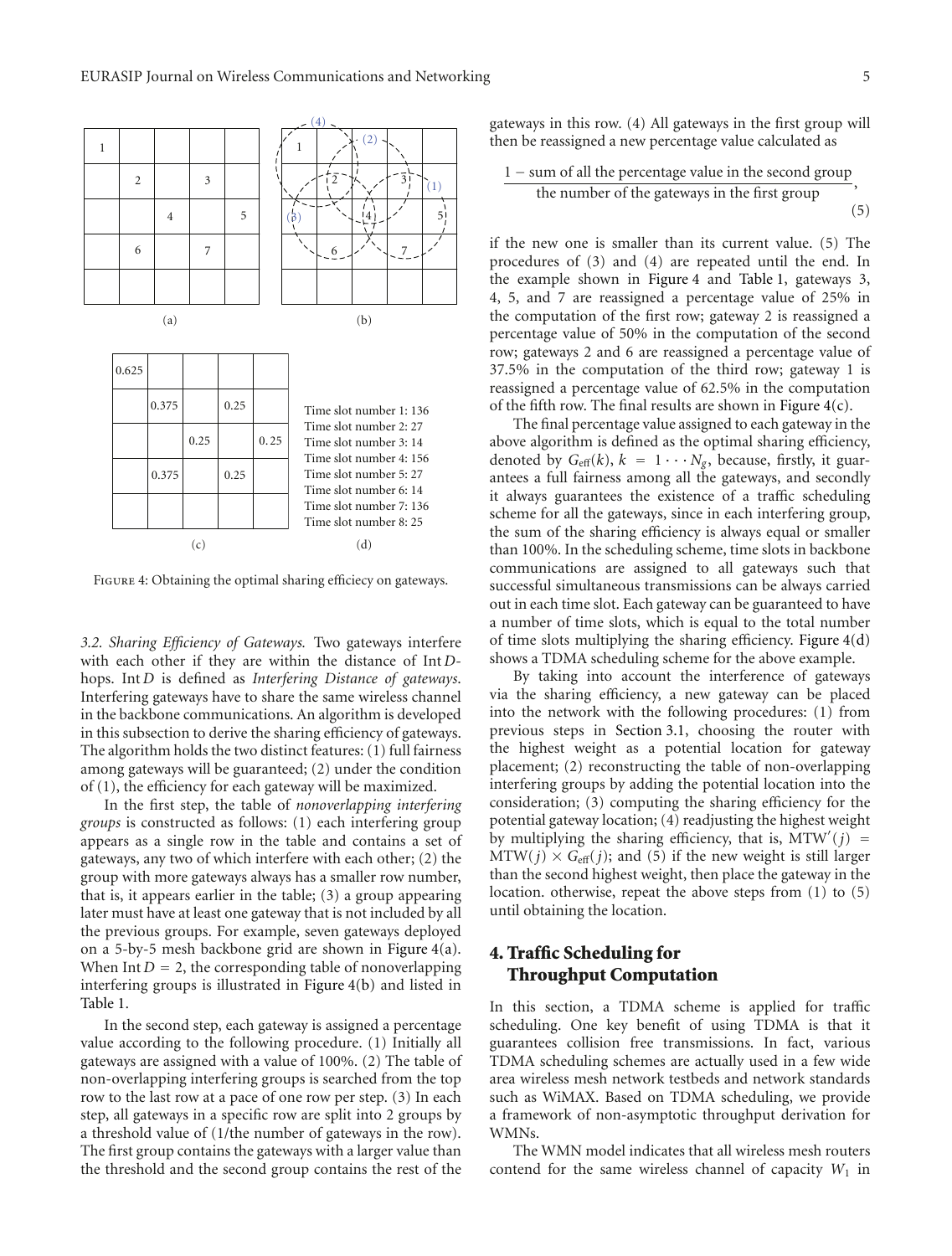| 1 | | | | |
|---|---|---|---|---|
| | 2 | | 3 | |
| | | 4 | | 5 |
| | 6 | | 7 | |
| | | | | |

(a)

(b)

| 0.625 | | | | |
|---|---|---|---|---|
| | 0.375 | | 0.25 | |
| | | 0.25 | | 0.25 |
| | 0.375 | | 0.25 | |
| | | | | |

(c)

Time slot number 1: 136
Time slot number 2: 27
Time slot number 3: 14
Time slot number 4: 156
Time slot number 5: 27
Time slot number 6: 14
Time slot number 7: 136
Time slot number 8: 25

(d)

Figure 4: Obtaining the optimal sharing efficiecy on gateways.

*3.2. Sharing Efficiency of Gateways.* Two gateways interfere with each other if they are within the distance of Int $D$-hops. Int $D$ is defined as *Interfering Distance of gateways*. Interfering gateways have to share the same wireless channel in the backbone communications. An algorithm is developed in this subsection to derive the sharing efficiency of gateways. The algorithm holds the two distinct features: (1) full fairness among gateways will be guaranteed; (2) under the condition of (1), the efficiency for each gateway will be maximized.

In the first step, the table of *nonoverlapping interfering groups* is constructed as follows: (1) each interfering group appears as a single row in the table and contains a set of gateways, any two of which interfere with each other; (2) the group with more gateways always has a smaller row number, that is, it appears earlier in the table; (3) a group appearing later must have at least one gateway that is not included by all the previous groups. For example, seven gateways deployed on a 5-by-5 mesh backbone grid are shown in Figure 4(a). When Int $D = 2$, the corresponding table of nonoverlapping interfering groups is illustrated in Figure 4(b) and listed in Table 1.

In the second step, each gateway is assigned a percentage value according to the following procedure. (1) Initially all gateways are assigned with a value of 100%. (2) The table of non-overlapping interfering groups is searched from the top row to the last row at a pace of one row per step. (3) In each step, all gateways in a specific row are split into 2 groups by a threshold value of (1/the number of gateways in the row). The first group contains the gateways with a larger value than the threshold and the second group contains the rest of the gateways in this row. (4) All gateways in the first group will then be reassigned a new percentage value calculated as

$$\frac{1 - \text{sum of all the percentage value in the second group}}{\text{the number of the gateways in the first group}}, \tag{5}$$

if the new one is smaller than its current value. (5) The procedures of (3) and (4) are repeated until the end. In the example shown in Figure 4 and Table 1, gateways 3, 4, 5, and 7 are reassigned a percentage value of 25% in the computation of the first row; gateway 2 is reassigned a percentage value of 50% in the computation of the second row; gateways 2 and 6 are reassigned a percentage value of 37.5% in the computation of the third row; gateway 1 is reassigned a percentage value of 62.5% in the computation of the fifth row. The final results are shown in Figure 4(c).

The final percentage value assigned to each gateway in the above algorithm is defined as the optimal sharing efficiency, denoted by $G_{\text{eff}}(k)$, $k = 1 \cdots N_g$, because, firstly, it guarantees a full fairness among all the gateways, and secondly it always guarantees the existence of a traffic scheduling scheme for all the gateways, since in each interfering group, the sum of the sharing efficiency is always equal or smaller than 100%. In the scheduling scheme, time slots in backbone communications are assigned to all gateways such that successful simultaneous transmissions can be always carried out in each time slot. Each gateway can be guaranteed to have a number of time slots, which is equal to the total number of time slots multiplying the sharing efficiency. Figure 4(d) shows a TDMA scheduling scheme for the above example.

By taking into account the interference of gateways via the sharing efficiency, a new gateway can be placed into the network with the following procedures: (1) from previous steps in Section 3.1, choosing the router with the highest weight as a potential location for gateway placement; (2) reconstructing the table of non-overlapping interfering groups by adding the potential location into the consideration; (3) computing the sharing efficiency for the potential gateway location; (4) readjusting the highest weight by multiplying the sharing efficiency, that is, $\text{MTW}'(j) = \text{MTW}(j) \times G_{\text{eff}}(j)$; and (5) if the new weight is still larger than the second highest weight, then place the gateway in the location. otherwise, repeat the above steps from (1) to (5) until obtaining the location.

## 4. Traffic Scheduling for Throughput Computation

In this section, a TDMA scheme is applied for traffic scheduling. One key benefit of using TDMA is that it guarantees collision free transmissions. In fact, various TDMA scheduling schemes are actually used in a few wide area wireless mesh network testbeds and network standards such as WiMAX. Based on TDMA scheduling, we provide a framework of non-asymptotic throughput derivation for WMNs.

The WMN model indicates that all wireless mesh routers contend for the same wireless channel of capacity $W_1$ in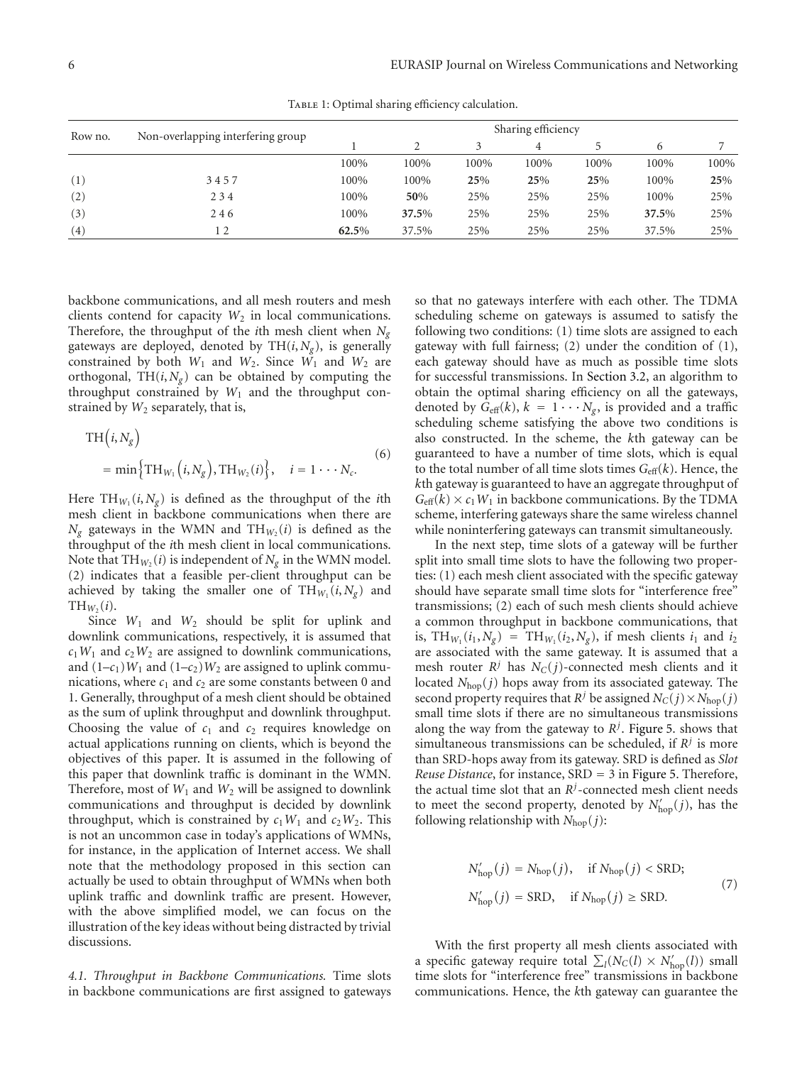Table 1: Optimal sharing efficiency calculation.

| Row no. | Non-overlapping interfering group | Sharing efficiency | | | | | | |
|---|---|---|---|---|---|---|---|---|
| | | 1 | 2 | 3 | 4 | 5 | 6 | 7 |
| | | 100% | 100% | 100% | 100% | 100% | 100% | 100% |
| (1) | 3 4 5 7 | 100% | 100% | **25**% | **25**% | **25**% | 100% | **25**% |
| (2) | 2 3 4 | 100% | **50**% | 25% | 25% | 25% | 100% | 25% |
| (3) | 2 4 6 | 100% | **37.5**% | 25% | 25% | 25% | **37.5**% | 25% |
| (4) | 1 2 | **62.5**% | 37.5% | 25% | 25% | 25% | 37.5% | 25% |

backbone communications, and all mesh routers and mesh clients contend for capacity $W_2$ in local communications. Therefore, the throughput of the $i$th mesh client when $N_g$ gateways are deployed, denoted by $\text{TH}(i, N_g)$, is generally constrained by both $W_1$ and $W_2$. Since $W_1$ and $W_2$ are orthogonal, $\text{TH}(i, N_g)$ can be obtained by computing the throughput constrained by $W_1$ and the throughput constrained by $W_2$ separately, that is,

$$\text{TH}(i, N_g) = \min\left\{\text{TH}_{W_1}(i, N_g), \text{TH}_{W_2}(i)\right\}, \quad i = 1 \cdots N_c. \tag{6}$$

Here $\text{TH}_{W_1}(i, N_g)$ is defined as the throughput of the $i$th mesh client in backbone communications when there are $N_g$ gateways in the WMN and $\text{TH}_{W_2}(i)$ is defined as the throughput of the $i$th mesh client in local communications. Note that $\text{TH}_{W_2}(i)$ is independent of $N_g$ in the WMN model. (2) indicates that a feasible per-client throughput can be achieved by taking the smaller one of $\text{TH}_{W_1}(i, N_g)$ and $\text{TH}_{W_2}(i)$.

Since $W_1$ and $W_2$ should be split for uplink and downlink communications, respectively, it is assumed that $c_1W_1$ and $c_2W_2$ are assigned to downlink communications, and $(1–c_1)W_1$ and $(1–c_2)W_2$ are assigned to uplink communications, where $c_1$ and $c_2$ are some constants between 0 and 1. Generally, throughput of a mesh client should be obtained as the sum of uplink throughput and downlink throughput. Choosing the value of $c_1$ and $c_2$ requires knowledge on actual applications running on clients, which is beyond the objectives of this paper. It is assumed in the following of this paper that downlink traffic is dominant in the WMN. Therefore, most of $W_1$ and $W_2$ will be assigned to downlink communications and throughput is decided by downlink throughput, which is constrained by $c_1W_1$ and $c_2W_2$. This is not an uncommon case in today's applications of WMNs, for instance, in the application of Internet access. We shall note that the methodology proposed in this section can actually be used to obtain throughput of WMNs when both uplink traffic and downlink traffic are present. However, with the above simplified model, we can focus on the illustration of the key ideas without being distracted by trivial discussions.

*4.1. Throughput in Backbone Communications.* Time slots in backbone communications are first assigned to gateways so that no gateways interfere with each other. The TDMA scheduling scheme on gateways is assumed to satisfy the following two conditions: (1) time slots are assigned to each gateway with full fairness; (2) under the condition of (1), each gateway should have as much as possible time slots for successful transmissions. In Section 3.2, an algorithm to obtain the optimal sharing efficiency on all the gateways, denoted by $G_{\text{eff}}(k)$, $k = 1 \cdots N_g$, is provided and a traffic scheduling scheme satisfying the above two conditions is also constructed. In the scheme, the $k$th gateway can be guaranteed to have a number of time slots, which is equal to the total number of all time slots times $G_{\text{eff}}(k)$. Hence, the $k$th gateway is guaranteed to have an aggregate throughput of $G_{\text{eff}}(k) \times c_1W_1$ in backbone communications. By the TDMA scheme, interfering gateways share the same wireless channel while noninterfering gateways can transmit simultaneously.

In the next step, time slots of a gateway will be further split into small time slots to have the following two properties: (1) each mesh client associated with the specific gateway should have separate small time slots for "interference free" transmissions; (2) each of such mesh clients should achieve a common throughput in backbone communications, that is, $\text{TH}_{W_1}(i_1, N_g) = \text{TH}_{W_1}(i_2, N_g)$, if mesh clients $i_1$ and $i_2$ are associated with the same gateway. It is assumed that a mesh router $R^j$ has $N_C(j)$-connected mesh clients and it located $N_{\text{hop}}(j)$ hops away from its associated gateway. The second property requires that $R^j$ be assigned $N_C(j) \times N_{\text{hop}}(j)$ small time slots if there are no simultaneous transmissions along the way from the gateway to $R^j$. Figure 5. shows that simultaneous transmissions can be scheduled, if $R^j$ is more than SRD-hops away from its gateway. SRD is defined as *Slot Reuse Distance*, for instance, SRD = 3 in Figure 5. Therefore, the actual time slot that an $R^j$-connected mesh client needs to meet the second property, denoted by $N'_{\text{hop}}(j)$, has the following relationship with $N_{\text{hop}}(j)$:

$$\begin{aligned} N'_{\text{hop}}(j) &= N_{\text{hop}}(j), \quad \text{if } N_{\text{hop}}(j) < \text{SRD}; \\ N'_{\text{hop}}(j) &= \text{SRD}, \quad \text{if } N_{\text{hop}}(j) \geq \text{SRD}. \end{aligned} \tag{7}$$

With the first property all mesh clients associated with a specific gateway require total $\sum_l (N_C(l) \times N'_{\text{hop}}(l))$ small time slots for "interference free" transmissions in backbone communications. Hence, the $k$th gateway can guarantee the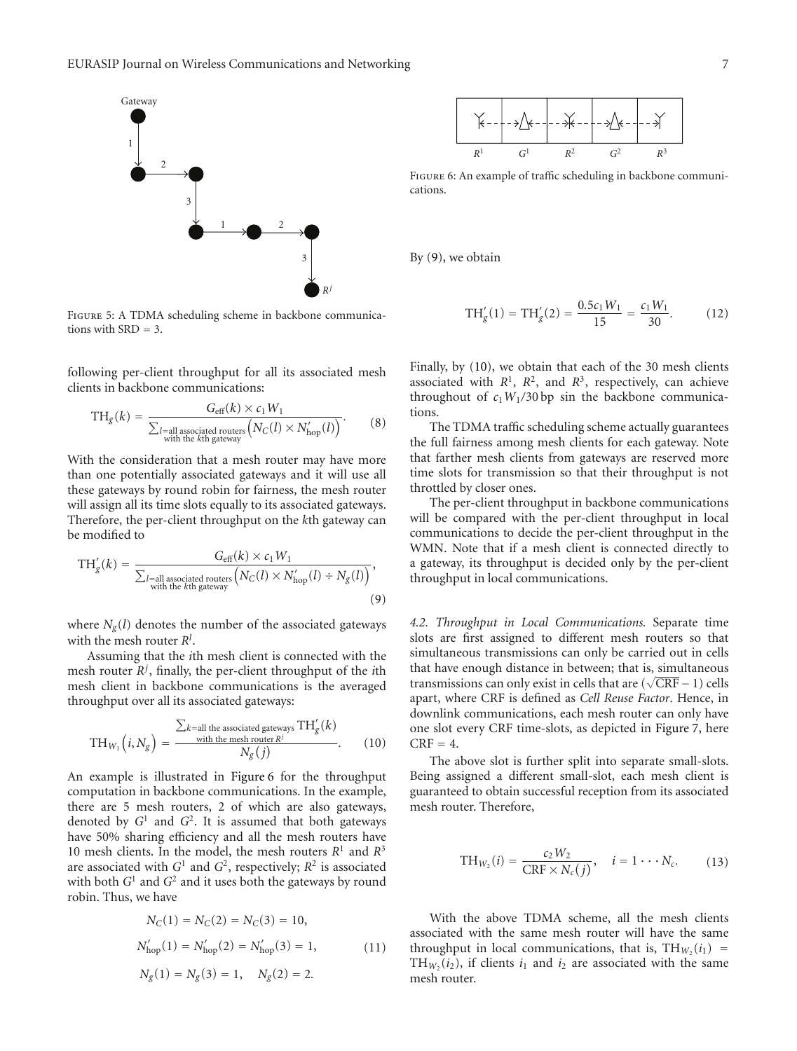Figure 5: A TDMA scheduling scheme in backbone communications with SRD = 3.

following per-client throughput for all its associated mesh clients in backbone communications:

$$\mathrm{TH}_g(k) = \frac{G_{\mathrm{eff}}(k) \times c_1 W_1}{\sum_{l=\text{all associated routers with the } k\text{th gateway}} \left(N_C(l) \times N'_{\mathrm{hop}}(l)\right)}. \tag{8}$$

With the consideration that a mesh router may have more than one potentially associated gateways and it will use all these gateways by round robin for fairness, the mesh router will assign all its time slots equally to its associated gateways. Therefore, the per-client throughput on the $k$th gateway can be modified to

$$\mathrm{TH}'_g(k) = \frac{G_{\mathrm{eff}}(k) \times c_1 W_1}{\sum_{l=\text{all associated routers with the } k\text{th gateway}} \left(N_C(l) \times N'_{\mathrm{hop}}(l) \div N_g(l)\right)}, \tag{9}$$

where $N_g(l)$ denotes the number of the associated gateways with the mesh router $R^l$.

Assuming that the $i$th mesh client is connected with the mesh router $R^j$, finally, the per-client throughput of the $i$th mesh client in backbone communications is the averaged throughput over all its associated gateways:

$$\mathrm{TH}_{W_1}\left(i, N_g\right) = \frac{\sum_{k=\text{all the associated gateways with the mesh router } R^j} \mathrm{TH}'_g(k)}{N_g(j)}. \tag{10}$$

An example is illustrated in Figure 6 for the throughput computation in backbone communications. In the example, there are 5 mesh routers, 2 of which are also gateways, denoted by $G^1$ and $G^2$. It is assumed that both gateways have 50% sharing efficiency and all the mesh routers have 10 mesh clients. In the model, the mesh routers $R^1$ and $R^3$ are associated with $G^1$ and $G^2$, respectively; $R^2$ is associated with both $G^1$ and $G^2$ and it uses both the gateways by round robin. Thus, we have

$$\begin{aligned}
&N_C(1) = N_C(2) = N_C(3) = 10, \\
&N'_{\mathrm{hop}}(1) = N'_{\mathrm{hop}}(2) = N'_{\mathrm{hop}}(3) = 1, \\
&N_g(1) = N_g(3) = 1, \quad N_g(2) = 2.
\end{aligned} \tag{11}$$

Figure 6: An example of traffic scheduling in backbone communications.

By (9), we obtain

$$\mathrm{TH}'_g(1) = \mathrm{TH}'_g(2) = \frac{0.5 c_1 W_1}{15} = \frac{c_1 W_1}{30}. \tag{12}$$

Finally, by (10), we obtain that each of the 30 mesh clients associated with $R^1$, $R^2$, and $R^3$, respectively, can achieve throughput of $c_1 W_1/30$ bp sin the backbone communications.

The TDMA traffic scheduling scheme actually guarantees the full fairness among mesh clients for each gateway. Note that farther mesh clients from gateways are reserved more time slots for transmission so that their throughput is not throttled by closer ones.

The per-client throughput in backbone communications will be compared with the per-client throughput in local communications to decide the per-client throughput in the WMN. Note that if a mesh client is connected directly to a gateway, its throughput is decided only by the per-client throughput in local communications.

*4.2. Throughput in Local Communications.* Separate time slots are first assigned to different mesh routers so that simultaneous transmissions can only be carried out in cells that have enough distance in between; that is, simultaneous transmissions can only exist in cells that are $(\sqrt{\mathrm{CRF}} - 1)$ cells apart, where CRF is defined as *Cell Reuse Factor*. Hence, in downlink communications, each mesh router can only have one slot every CRF time-slots, as depicted in Figure 7, here CRF = 4.

The above slot is further split into separate small-slots. Being assigned a different small-slot, each mesh client is guaranteed to obtain successful reception from its associated mesh router. Therefore,

$$\mathrm{TH}_{W_2}(i) = \frac{c_2 W_2}{\mathrm{CRF} \times N_c(j)}, \quad i = 1 \cdots N_c. \tag{13}$$

With the above TDMA scheme, all the mesh clients associated with the same mesh router will have the same throughput in local communications, that is, $\mathrm{TH}_{W_2}(i_1) = \mathrm{TH}_{W_2}(i_2)$, if clients $i_1$ and $i_2$ are associated with the same mesh router.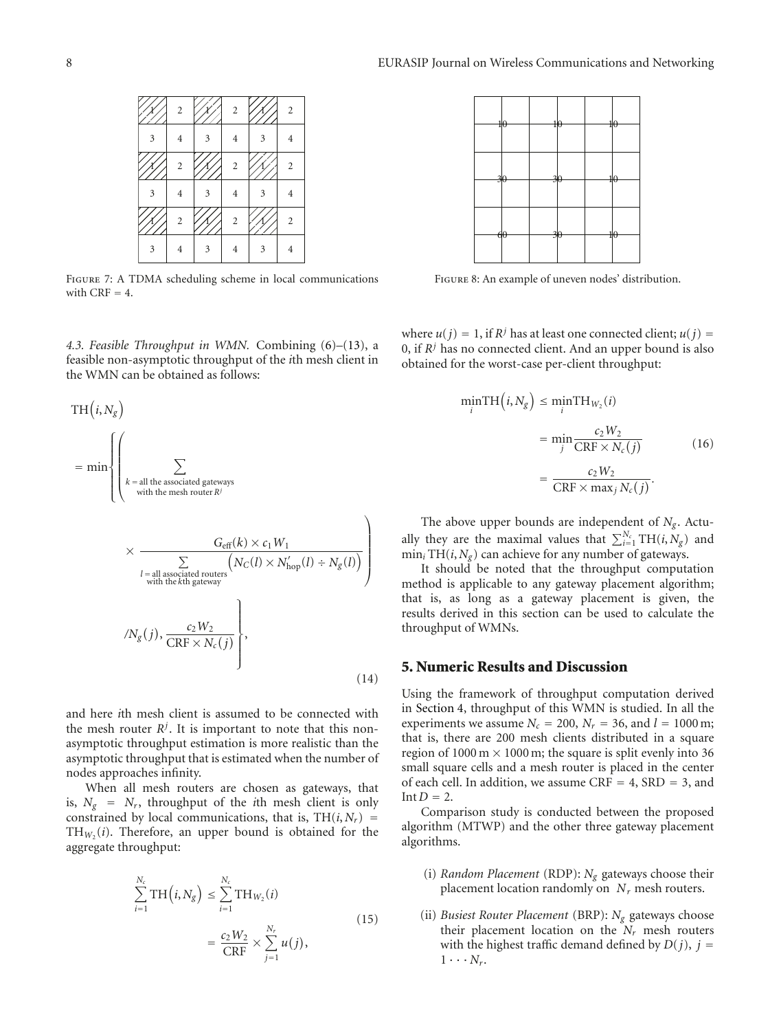Figure 7: A TDMA scheduling scheme in local communications with CRF = 4.

Figure 8: An example of uneven nodes' distribution.

*4.3. Feasible Throughput in WMN.* Combining (6)–(13), a feasible non-asymptotic throughput of the $i$th mesh client in the WMN can be obtained as follows:

$$\mathrm{TH}\left(i, N_g\right) = \min\left\{\left(\sum_{\substack{k=\text{all the associated gateways}\\ \text{with the mesh router } R^j}} \times \frac{G_{\text{eff}}(k) \times c_1 W_1}{\sum_{\substack{l=\text{all associated routers}\\ \text{with the } k\text{th gateway}}} \left(N_C(l) \times N'_{\text{hop}}(l) \div N_g(l)\right)}\right) / N_g(j), \frac{c_2 W_2}{\mathrm{CRF} \times N_c(j)}\right\}, \tag{14}$$

and here $i$th mesh client is assumed to be connected with the mesh router $R^j$. It is important to note that this non-asymptotic throughput estimation is more realistic than the asymptotic throughput that is estimated when the number of nodes approaches infinity.

When all mesh routers are chosen as gateways, that is, $N_g = N_r$, throughput of the $i$th mesh client is only constrained by local communications, that is, $\mathrm{TH}(i, N_r) = \mathrm{TH}_{W_2}(i)$. Therefore, an upper bound is obtained for the aggregate throughput:

$$\sum_{i=1}^{N_c} \mathrm{TH}\left(i, N_g\right) \leq \sum_{i=1}^{N_c} \mathrm{TH}_{W_2}(i) = \frac{c_2 W_2}{\mathrm{CRF}} \times \sum_{j=1}^{N_r} u(j), \tag{15}$$

where $u(j) = 1$, if $R^j$ has at least one connected client; $u(j) = 0$, if $R^j$ has no connected client. And an upper bound is also obtained for the worst-case per-client throughput:

$$\min_i \mathrm{TH}\left(i, N_g\right) \leq \min_i \mathrm{TH}_{W_2}(i) = \min_j \frac{c_2 W_2}{\mathrm{CRF} \times N_c(j)} = \frac{c_2 W_2}{\mathrm{CRF} \times \max_j N_c(j)}. \tag{16}$$

The above upper bounds are independent of $N_g$. Actually they are the maximal values that $\sum_{i=1}^{N_c} \mathrm{TH}(i, N_g)$ and $\min_i \mathrm{TH}(i, N_g)$ can achieve for any number of gateways.

It should be noted that the throughput computation method is applicable to any gateway placement algorithm; that is, as long as a gateway placement is given, the results derived in this section can be used to calculate the throughput of WMNs.

## 5. Numeric Results and Discussion

Using the framework of throughput computation derived in Section 4, throughput of this WMN is studied. In all the experiments we assume $N_c = 200$, $N_r = 36$, and $l = 1000$ m; that is, there are 200 mesh clients distributed in a square region of $1000\,\text{m} \times 1000\,\text{m}$; the square is split evenly into 36 small square cells and a mesh router is placed in the center of each cell. In addition, we assume CRF = 4, SRD = 3, and Int $D = 2$.

Comparison study is conducted between the proposed algorithm (MTWP) and the other three gateway placement algorithms.

(i) *Random Placement* (RDP): $N_g$ gateways choose their placement location randomly on $N_r$ mesh routers.

(ii) *Busiest Router Placement* (BRP): $N_g$ gateways choose their placement location on the $N_r$ mesh routers with the highest traffic demand defined by $D(j)$, $j = 1 \cdots N_r$.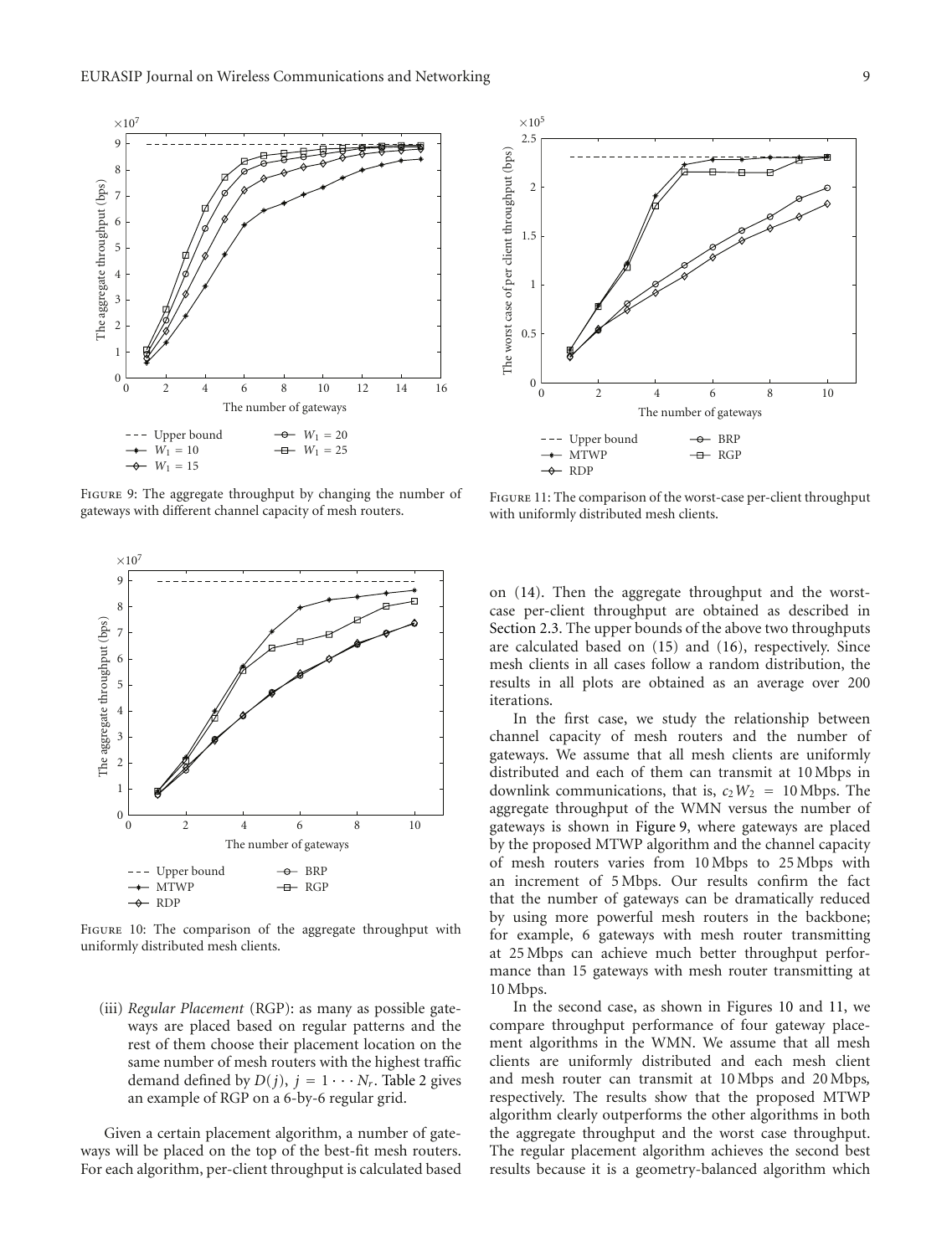Figure 9: The aggregate throughput by changing the number of gateways with different channel capacity of mesh routers.

Figure 11: The comparison of the worst-case per-client throughput with uniformly distributed mesh clients.

Figure 10: The comparison of the aggregate throughput with uniformly distributed mesh clients.

(iii) *Regular Placement* (RGP): as many as possible gateways are placed based on regular patterns and the rest of them choose their placement location on the same number of mesh routers with the highest traffic demand defined by $D(j)$, $j = 1 \cdots N_r$. Table 2 gives an example of RGP on a 6-by-6 regular grid.

Given a certain placement algorithm, a number of gateways will be placed on the top of the best-fit mesh routers. For each algorithm, per-client throughput is calculated based on (14). Then the aggregate throughput and the worst-case per-client throughput are obtained as described in Section 2.3. The upper bounds of the above two throughputs are calculated based on (15) and (16), respectively. Since mesh clients in all cases follow a random distribution, the results in all plots are obtained as an average over 200 iterations.

In the first case, we study the relationship between channel capacity of mesh routers and the number of gateways. We assume that all mesh clients are uniformly distributed and each of them can transmit at 10 Mbps in downlink communications, that is, $c_2 W_2 = 10$ Mbps. The aggregate throughput of the WMN versus the number of gateways is shown in Figure 9, where gateways are placed by the proposed MTWP algorithm and the channel capacity of mesh routers varies from 10 Mbps to 25 Mbps with an increment of 5 Mbps. Our results confirm the fact that the number of gateways can be dramatically reduced by using more powerful mesh routers in the backbone; for example, 6 gateways with mesh router transmitting at 25 Mbps can achieve much better throughput performance than 15 gateways with mesh router transmitting at 10 Mbps.

In the second case, as shown in Figures 10 and 11, we compare throughput performance of four gateway placement algorithms in the WMN. We assume that all mesh clients are uniformly distributed and each mesh client and mesh router can transmit at 10 Mbps and 20 Mbps, respectively. The results show that the proposed MTWP algorithm clearly outperforms the other algorithms in both the aggregate throughput and the worst case throughput. The regular placement algorithm achieves the second best results because it is a geometry-balanced algorithm which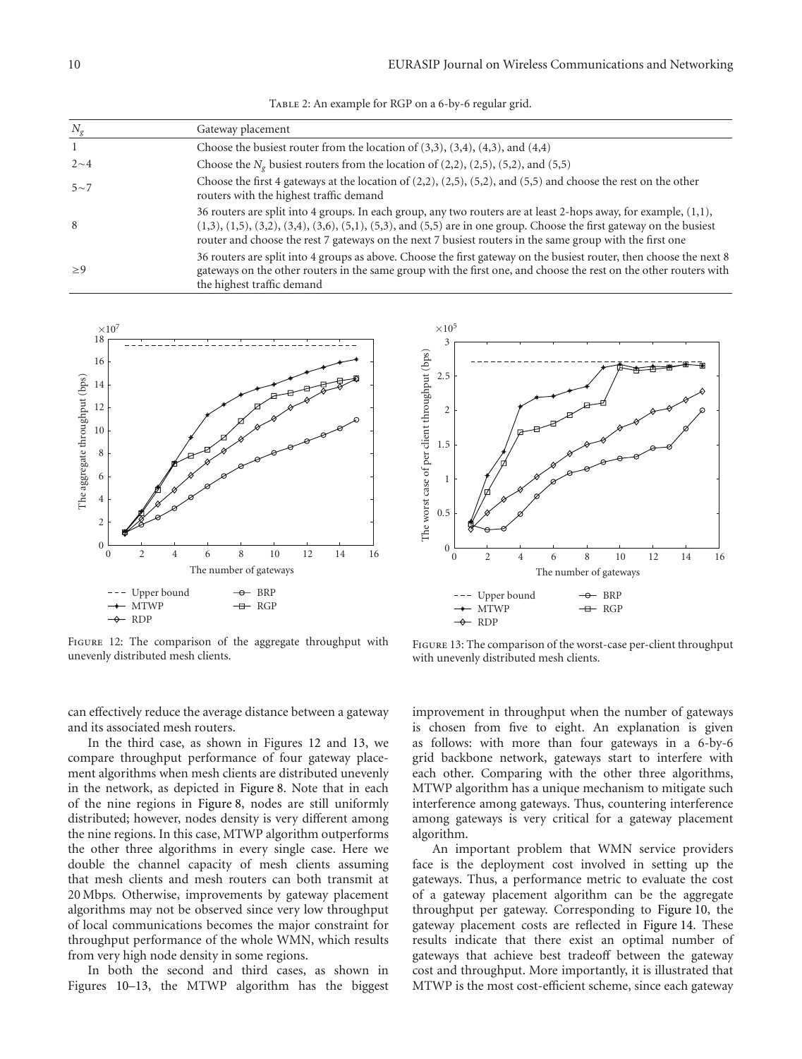Table 2: An example for RGP on a 6-by-6 regular grid.

| $N_g$ | Gateway placement |
|---|---|
| 1 | Choose the busiest router from the location of (3,3), (3,4), (4,3), and (4,4) |
| 2∼4 | Choose the $N_g$ busiest routers from the location of (2,2), (2,5), (5,2), and (5,5) |
| 5∼7 | Choose the first 4 gateways at the location of (2,2), (2,5), (5,2), and (5,5) and choose the rest on the other routers with the highest traffic demand |
| 8 | 36 routers are split into 4 groups. In each group, any two routers are at least 2-hops away, for example, (1,1), (1,3), (1,5), (3,2), (3,4), (3,6), (5,1), (5,3), and (5,5) are in one group. Choose the first gateway on the busiest router and choose the rest 7 gateways on the next 7 busiest routers in the same group with the first one |
| ≥9 | 36 routers are split into 4 groups as above. Choose the first gateway on the busiest router, then choose the next 8 gateways on the other routers in the same group with the first one, and choose the rest on the other routers with the highest traffic demand |

Figure 12: The comparison of the aggregate throughput with unevenly distributed mesh clients.

Figure 13: The comparison of the worst-case per-client throughput with unevenly distributed mesh clients.

can effectively reduce the average distance between a gateway and its associated mesh routers.

In the third case, as shown in Figures 12 and 13, we compare throughput performance of four gateway placement algorithms when mesh clients are distributed unevenly in the network, as depicted in Figure 8. Note that in each of the nine regions in Figure 8, nodes are still uniformly distributed; however, nodes density is very different among the nine regions. In this case, MTWP algorithm outperforms the other three algorithms in every single case. Here we double the channel capacity of mesh clients assuming that mesh clients and mesh routers can both transmit at 20 Mbps. Otherwise, improvements by gateway placement algorithms may not be observed since very low throughput of local communications becomes the major constraint for throughput performance of the whole WMN, which results from very high node density in some regions.

In both the second and third cases, as shown in Figures 10–13, the MTWP algorithm has the biggest improvement in throughput when the number of gateways is chosen from five to eight. An explanation is given as follows: with more than four gateways in a 6-by-6 grid backbone network, gateways start to interfere with each other. Comparing with the other three algorithms, MTWP algorithm has a unique mechanism to mitigate such interference among gateways. Thus, countering interference among gateways is very critical for a gateway placement algorithm.

An important problem that WMN service providers face is the deployment cost involved in setting up the gateways. Thus, a performance metric to evaluate the cost of a gateway placement algorithm can be the aggregate throughput per gateway. Corresponding to Figure 10, the gateway placement costs are reflected in Figure 14. These results indicate that there exist an optimal number of gateways that achieve best tradeoff between the gateway cost and throughput. More importantly, it is illustrated that MTWP is the most cost-efficient scheme, since each gateway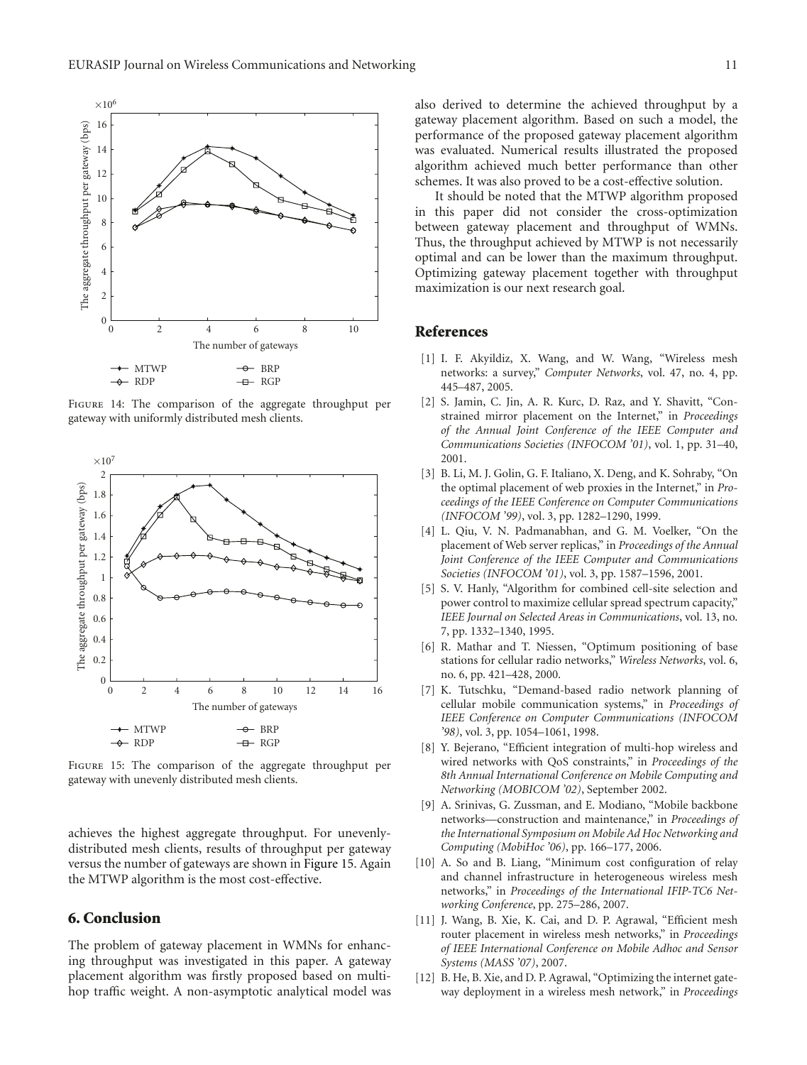Figure 14: The comparison of the aggregate throughput per gateway with uniformly distributed mesh clients.

Figure 15: The comparison of the aggregate throughput per gateway with unevenly distributed mesh clients.

achieves the highest aggregate throughput. For unevenly-distributed mesh clients, results of throughput per gateway versus the number of gateways are shown in Figure 15. Again the MTWP algorithm is the most cost-effective.

## 6. Conclusion

The problem of gateway placement in WMNs for enhancing throughput was investigated in this paper. A gateway placement algorithm was firstly proposed based on multi-hop traffic weight. A non-asymptotic analytical model was also derived to determine the achieved throughput by a gateway placement algorithm. Based on such a model, the performance of the proposed gateway placement algorithm was evaluated. Numerical results illustrated the proposed algorithm achieved much better performance than other schemes. It was also proved to be a cost-effective solution.

It should be noted that the MTWP algorithm proposed in this paper did not consider the cross-optimization between gateway placement and throughput of WMNs. Thus, the throughput achieved by MTWP is not necessarily optimal and can be lower than the maximum throughput. Optimizing gateway placement together with throughput maximization is our next research goal.

## References

[1] I. F. Akyildiz, X. Wang, and W. Wang, "Wireless mesh networks: a survey," *Computer Networks*, vol. 47, no. 4, pp. 445–487, 2005.

[2] S. Jamin, C. Jin, A. R. Kurc, D. Raz, and Y. Shavitt, "Constrained mirror placement on the Internet," in *Proceedings of the Annual Joint Conference of the IEEE Computer and Communications Societies (INFOCOM '01)*, vol. 1, pp. 31–40, 2001.

[3] B. Li, M. J. Golin, G. F. Italiano, X. Deng, and K. Sohraby, "On the optimal placement of web proxies in the Internet," in *Proceedings of the IEEE Conference on Computer Communications (INFOCOM '99)*, vol. 3, pp. 1282–1290, 1999.

[4] L. Qiu, V. N. Padmanabhan, and G. M. Voelker, "On the placement of Web server replicas," in *Proceedings of the Annual Joint Conference of the IEEE Computer and Communications Societies (INFOCOM '01)*, vol. 3, pp. 1587–1596, 2001.

[5] S. V. Hanly, "Algorithm for combined cell-site selection and power control to maximize cellular spread spectrum capacity," *IEEE Journal on Selected Areas in Communications*, vol. 13, no. 7, pp. 1332–1340, 1995.

[6] R. Mathar and T. Niessen, "Optimum positioning of base stations for cellular radio networks," *Wireless Networks*, vol. 6, no. 6, pp. 421–428, 2000.

[7] K. Tutschku, "Demand-based radio network planning of cellular mobile communication systems," in *Proceedings of IEEE Conference on Computer Communications (INFOCOM '98)*, vol. 3, pp. 1054–1061, 1998.

[8] Y. Bejerano, "Efficient integration of multi-hop wireless and wired networks with QoS constraints," in *Proceedings of the 8th Annual International Conference on Mobile Computing and Networking (MOBICOM '02)*, September 2002.

[9] A. Srinivas, G. Zussman, and E. Modiano, "Mobile backbone networks—construction and maintenance," in *Proceedings of the International Symposium on Mobile Ad Hoc Networking and Computing (MobiHoc '06)*, pp. 166–177, 2006.

[10] A. So and B. Liang, "Minimum cost configuration of relay and channel infrastructure in heterogeneous wireless mesh networks," in *Proceedings of the International IFIP-TC6 Networking Conference*, pp. 275–286, 2007.

[11] J. Wang, B. Xie, K. Cai, and D. P. Agrawal, "Efficient mesh router placement in wireless mesh networks," in *Proceedings of IEEE International Conference on Mobile Adhoc and Sensor Systems (MASS '07)*, 2007.

[12] B. He, B. Xie, and D. P. Agrawal, "Optimizing the internet gateway deployment in a wireless mesh network," in *Proceedings*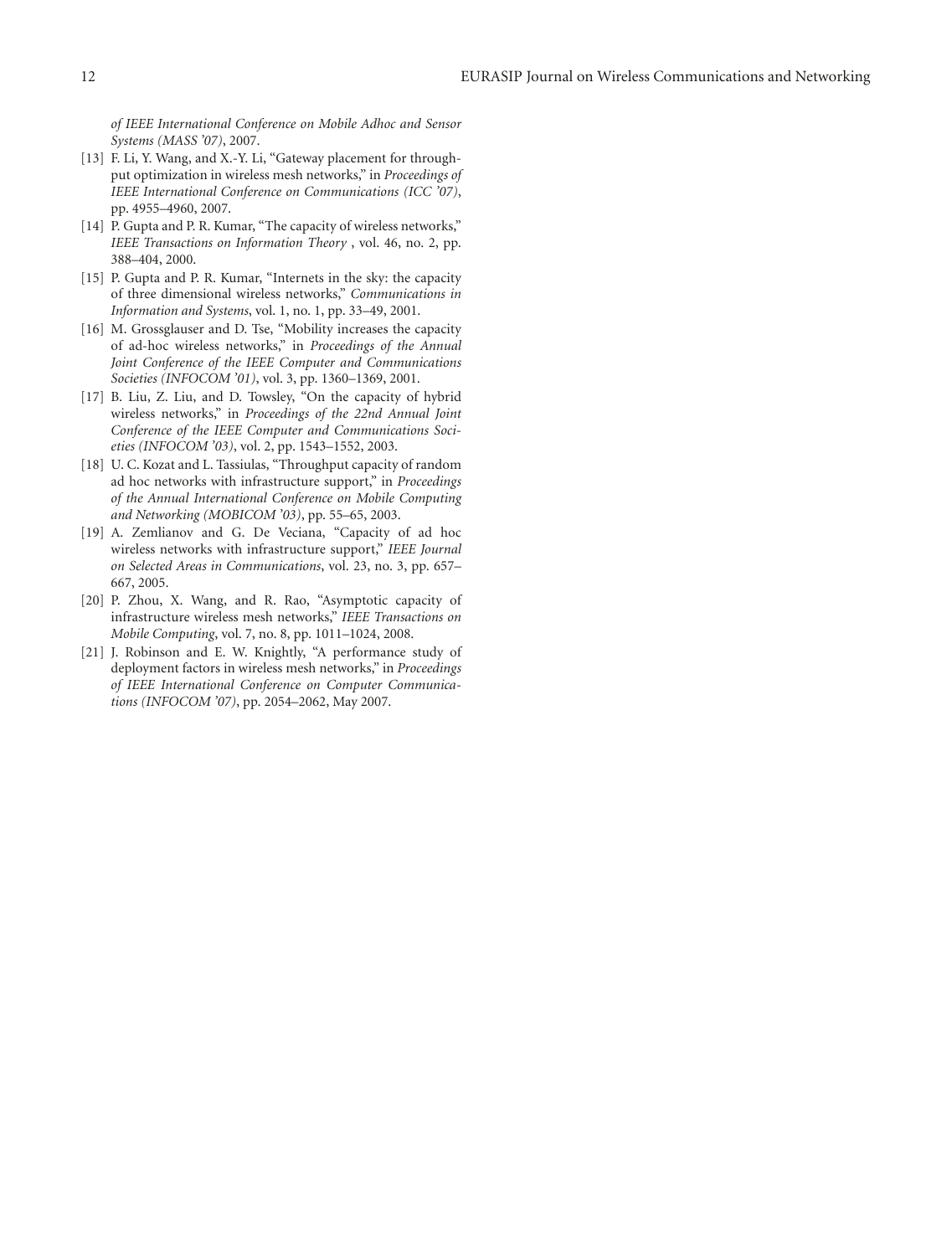*of IEEE International Conference on Mobile Adhoc and Sensor Systems (MASS '07)*, 2007.

[13] F. Li, Y. Wang, and X.-Y. Li, "Gateway placement for throughput optimization in wireless mesh networks," in *Proceedings of IEEE International Conference on Communications (ICC '07)*, pp. 4955–4960, 2007.

[14] P. Gupta and P. R. Kumar, "The capacity of wireless networks," *IEEE Transactions on Information Theory* , vol. 46, no. 2, pp. 388–404, 2000.

[15] P. Gupta and P. R. Kumar, "Internets in the sky: the capacity of three dimensional wireless networks," *Communications in Information and Systems*, vol. 1, no. 1, pp. 33–49, 2001.

[16] M. Grossglauser and D. Tse, "Mobility increases the capacity of ad-hoc wireless networks," in *Proceedings of the Annual Joint Conference of the IEEE Computer and Communications Societies (INFOCOM '01)*, vol. 3, pp. 1360–1369, 2001.

[17] B. Liu, Z. Liu, and D. Towsley, "On the capacity of hybrid wireless networks," in *Proceedings of the 22nd Annual Joint Conference of the IEEE Computer and Communications Societies (INFOCOM '03)*, vol. 2, pp. 1543–1552, 2003.

[18] U. C. Kozat and L. Tassiulas, "Throughput capacity of random ad hoc networks with infrastructure support," in *Proceedings of the Annual International Conference on Mobile Computing and Networking (MOBICOM '03)*, pp. 55–65, 2003.

[19] A. Zemlianov and G. De Veciana, "Capacity of ad hoc wireless networks with infrastructure support," *IEEE Journal on Selected Areas in Communications*, vol. 23, no. 3, pp. 657–667, 2005.

[20] P. Zhou, X. Wang, and R. Rao, "Asymptotic capacity of infrastructure wireless mesh networks," *IEEE Transactions on Mobile Computing*, vol. 7, no. 8, pp. 1011–1024, 2008.

[21] J. Robinson and E. W. Knightly, "A performance study of deployment factors in wireless mesh networks," in *Proceedings of IEEE International Conference on Computer Communications (INFOCOM '07)*, pp. 2054–2062, May 2007.